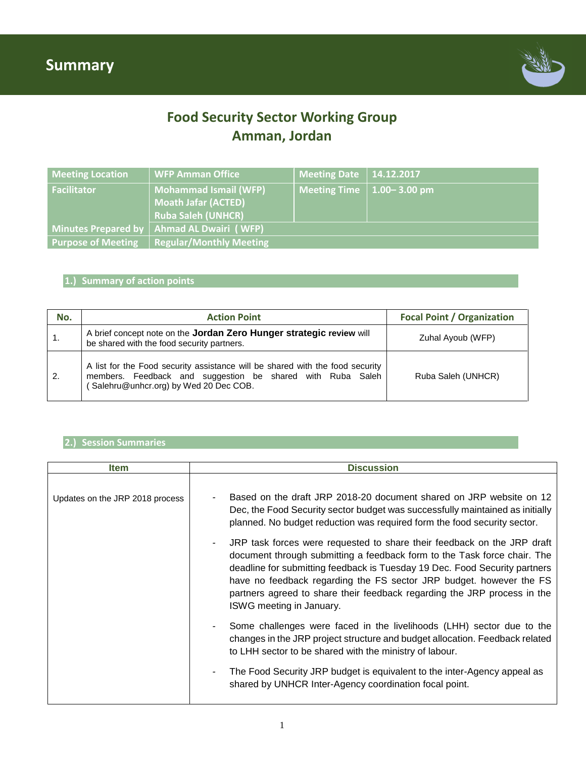# Summary

## Food Security Sector Working Group
## Amman, Jordan

| Meeting Location | WFP Amman Office | Meeting Date | 14.12.2017 |
|---|---|---|---|
| Facilitator | Mohammad Ismail (WFP)<br>Moath Jafar (ACTED)<br>Ruba Saleh (UNHCR) | Meeting Time | 1.00– 3.00 pm |
| Minutes Prepared by | Ahmad AL Dwairi ( WFP) | | |
| Purpose of Meeting | Regular/Monthly Meeting | | |

### 1.) Summary of action points

| No. | Action Point | Focal Point / Organization |
|---|---|---|
| 1. | A brief concept note on the **Jordan Zero Hunger strategic review** will be shared with the food security partners. | Zuhal Ayoub (WFP) |
| 2. | A list for the Food security assistance will be shared with the food security members. Feedback and suggestion be shared with Ruba Saleh ( Salehru@unhcr.org) by Wed 20 Dec COB. | Ruba Saleh (UNHCR) |

### 2.) Session Summaries

| Item | Discussion |
|---|---|
| Updates on the JRP 2018 process | - Based on the draft JRP 2018-20 document shared on JRP website on 12 Dec, the Food Security sector budget was successfully maintained as initially planned. No budget reduction was required form the food security sector.<br>- JRP task forces were requested to share their feedback on the JRP draft document through submitting a feedback form to the Task force chair. The deadline for submitting feedback is Tuesday 19 Dec. Food Security partners have no feedback regarding the FS sector JRP budget. however the FS partners agreed to share their feedback regarding the JRP process in the ISWG meeting in January.<br>- Some challenges were faced in the livelihoods (LHH) sector due to the changes in the JRP project structure and budget allocation. Feedback related to LHH sector to be shared with the ministry of labour.<br>- The Food Security JRP budget is equivalent to the inter-Agency appeal as shared by UNHCR Inter-Agency coordination focal point. |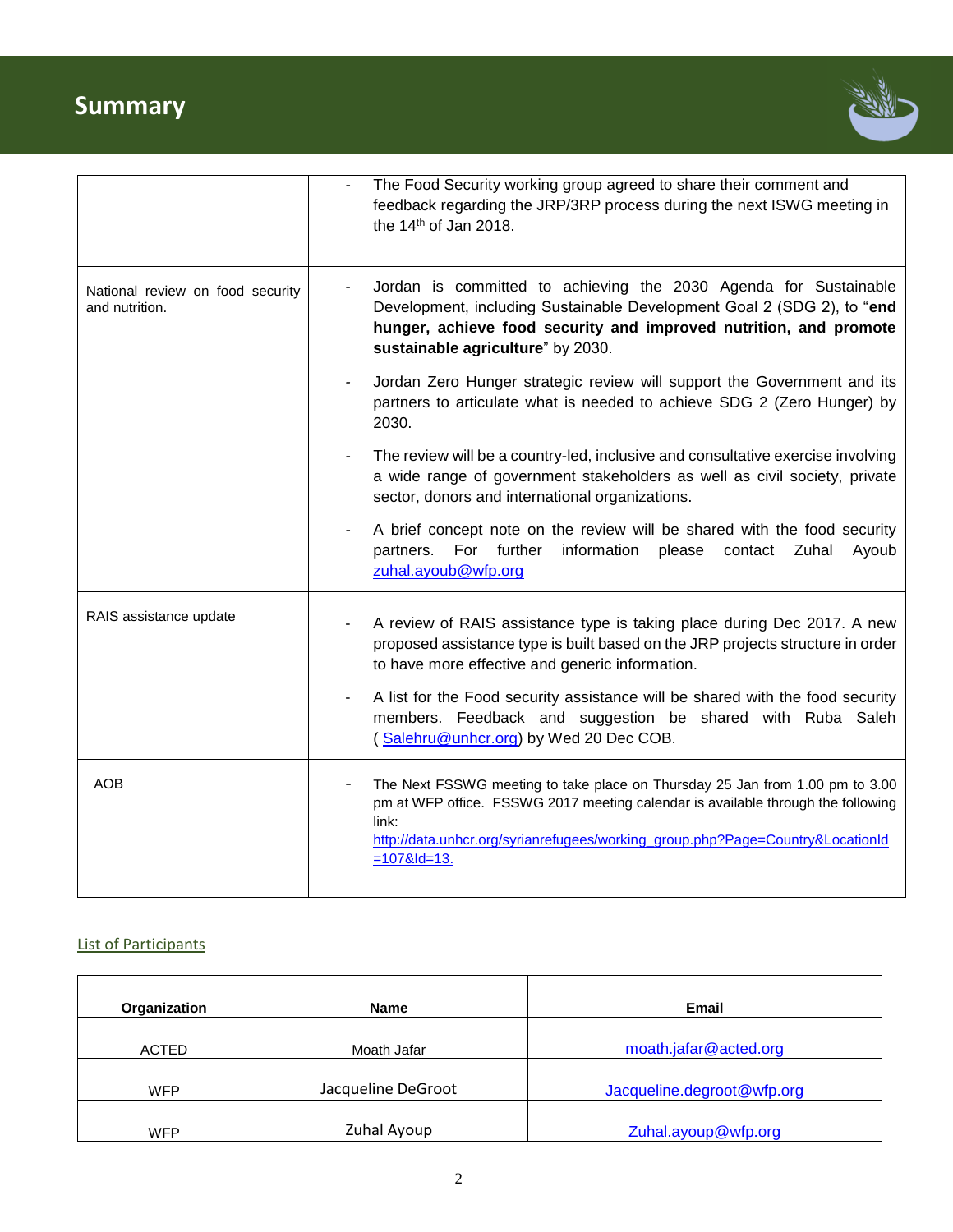# Summary

| | |
|---|---|
| | - The Food Security working group agreed to share their comment and feedback regarding the JRP/3RP process during the next ISWG meeting in the 14th of Jan 2018. |
| National review on food security and nutrition. | - Jordan is committed to achieving the 2030 Agenda for Sustainable Development, including Sustainable Development Goal 2 (SDG 2), to "**end hunger, achieve food security and improved nutrition, and promote sustainable agriculture**" by 2030. <br> - Jordan Zero Hunger strategic review will support the Government and its partners to articulate what is needed to achieve SDG 2 (Zero Hunger) by 2030. <br> - The review will be a country-led, inclusive and consultative exercise involving a wide range of government stakeholders as well as civil society, private sector, donors and international organizations. <br> - A brief concept note on the review will be shared with the food security partners. For further information please contact Zuhal Ayoub zuhal.ayoub@wfp.org |
| RAIS assistance update | - A review of RAIS assistance type is taking place during Dec 2017. A new proposed assistance type is built based on the JRP projects structure in order to have more effective and generic information. <br> - A list for the Food security assistance will be shared with the food security members. Feedback and suggestion be shared with Ruba Saleh ( Salehru@unhcr.org) by Wed 20 Dec COB. |
| AOB | - The Next FSSWG meeting to take place on Thursday 25 Jan from 1.00 pm to 3.00 pm at WFP office. FSSWG 2017 meeting calendar is available through the following link: http://data.unhcr.org/syrianrefugees/working_group.php?Page=Country&LocationId=107&Id=13. |

List of Participants

| Organization | Name | Email |
|---|---|---|
| ACTED | Moath Jafar | moath.jafar@acted.org |
| WFP | Jacqueline DeGroot | Jacqueline.degroot@wfp.org |
| WFP | Zuhal Ayoup | Zuhal.ayoup@wfp.org |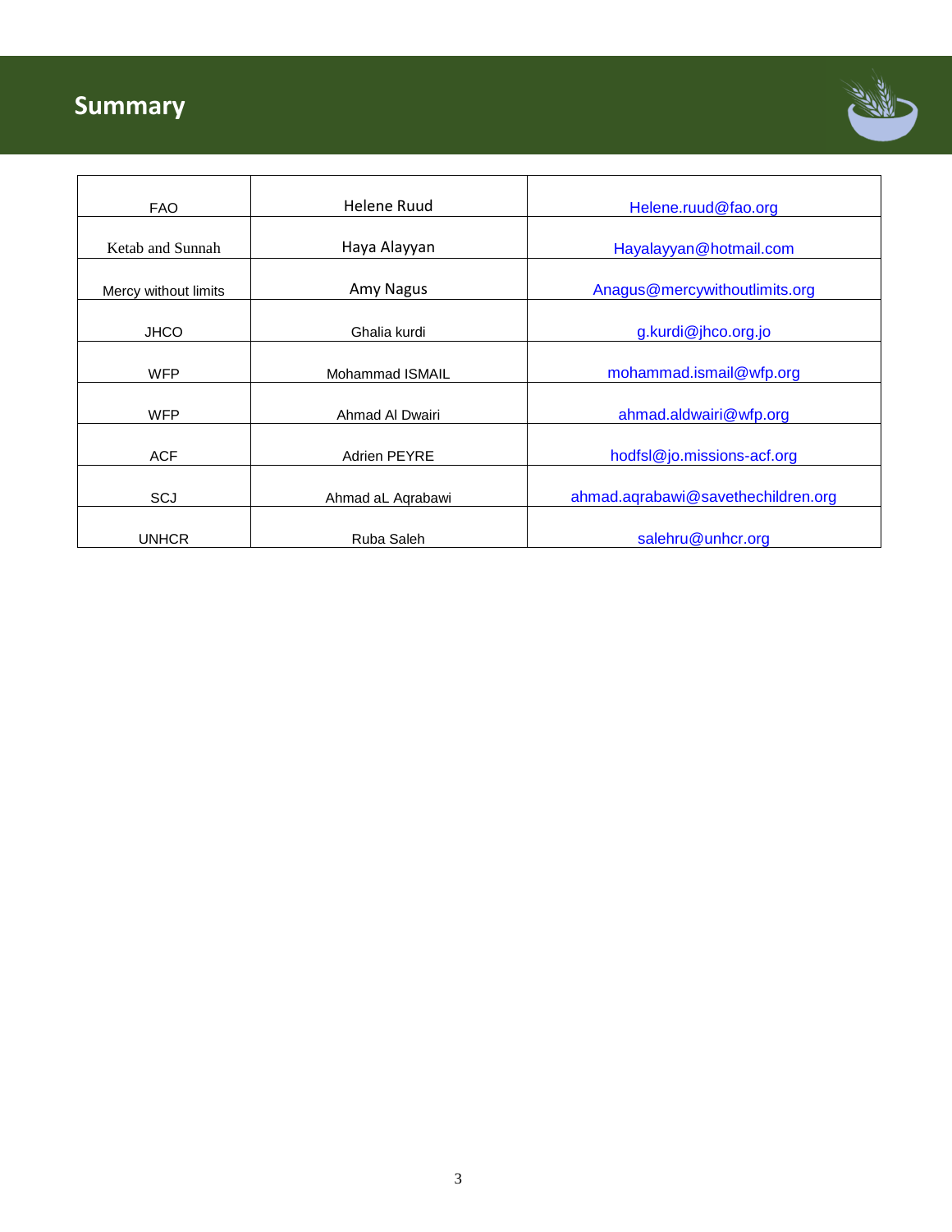# Summary

| | | |
|---|---|---|
| FAO | Helene Ruud | Helene.ruud@fao.org |
| Ketab and Sunnah | Haya Alayyan | Hayalayyan@hotmail.com |
| Mercy without limits | Amy Nagus | Anagus@mercywithoutlimits.org |
| JHCO | Ghalia kurdi | g.kurdi@jhco.org.jo |
| WFP | Mohammad ISMAIL | mohammad.ismail@wfp.org |
| WFP | Ahmad Al Dwairi | ahmad.aldwairi@wfp.org |
| ACF | Adrien PEYRE | hodfsl@jo.missions-acf.org |
| SCJ | Ahmad aL Aqrabawi | ahmad.aqrabawi@savethechildren.org |
| UNHCR | Ruba Saleh | salehru@unhcr.org |